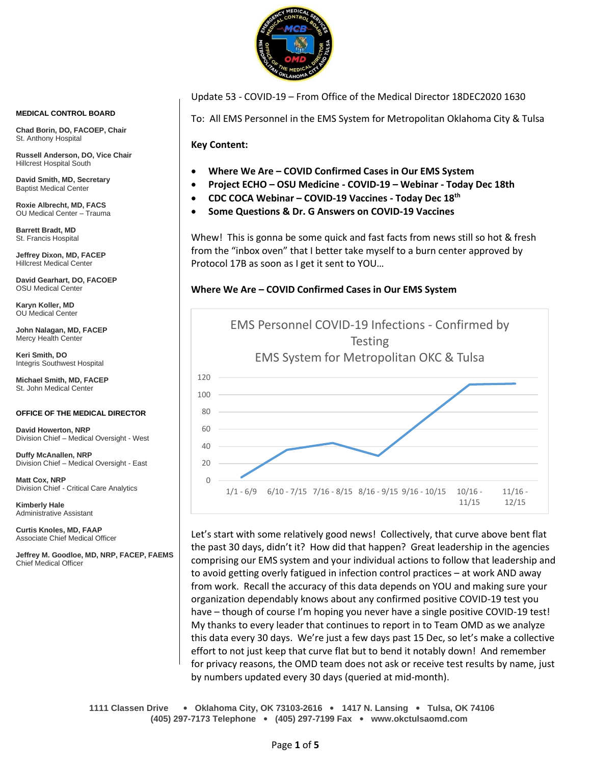**MEDICAL CONTROL BOARD**

**Chad Borin, DO, FACOEP, Chair**
St. Anthony Hospital

**Russell Anderson, DO, Vice Chair**
Hillcrest Hospital South

**David Smith, MD, Secretary**
Baptist Medical Center

**Roxie Albrecht, MD, FACS**
OU Medical Center – Trauma

**Barrett Bradt, MD**
St. Francis Hospital

**Jeffrey Dixon, MD, FACEP**
Hillcrest Medical Center

**David Gearhart, DO, FACOEP**
OSU Medical Center

**Karyn Koller, MD**
OU Medical Center

**John Nalagan, MD, FACEP**
Mercy Health Center

**Keri Smith, DO**
Integris Southwest Hospital

**Michael Smith, MD, FACEP**
St. John Medical Center

**OFFICE OF THE MEDICAL DIRECTOR**

**David Howerton, NRP**
Division Chief – Medical Oversight - West

**Duffy McAnallen, NRP**
Division Chief – Medical Oversight - East

**Matt Cox, NRP**
Division Chief - Critical Care Analytics

**Kimberly Hale**
Administrative Assistant

**Curtis Knoles, MD, FAAP**
Associate Chief Medical Officer

**Jeffrey M. Goodloe, MD, NRP, FACEP, FAEMS**
Chief Medical Officer

---

Update 53 - COVID-19 – From Office of the Medical Director 18DEC2020 1630

To: All EMS Personnel in the EMS System for Metropolitan Oklahoma City & Tulsa

**Key Content:**

- **Where We Are – COVID Confirmed Cases in Our EMS System**
- **Project ECHO – OSU Medicine - COVID-19 – Webinar - Today Dec 18th**
- **CDC COCA Webinar – COVID-19 Vaccines - Today Dec 18th**
- **Some Questions & Dr. G Answers on COVID-19 Vaccines**

Whew! This is gonna be some quick and fast facts from news still so hot & fresh from the "inbox oven" that I better take myself to a burn center approved by Protocol 17B as soon as I get it sent to YOU…

**Where We Are – COVID Confirmed Cases in Our EMS System**

EMS Personnel COVID-19 Infections - Confirmed by Testing
EMS System for Metropolitan OKC & Tulsa

| Period | Confirmed Infections (approx.) |
|---|---|
| 1/1 - 6/9 | 4 |
| 6/10 - 7/15 | 36 |
| 7/16 - 8/15 | 44 |
| 8/16 - 9/15 | 29 |
| 9/16 - 10/15 | 71 |
| 10/16 - 11/15 | 112 |
| 11/16 - 12/15 | 113 |

Let's start with some relatively good news! Collectively, that curve above bent flat the past 30 days, didn't it? How did that happen? Great leadership in the agencies comprising our EMS system and your individual actions to follow that leadership and to avoid getting overly fatigued in infection control practices – at work AND away from work. Recall the accuracy of this data depends on YOU and making sure your organization dependably knows about any confirmed positive COVID-19 test you have – though of course I'm hoping you never have a single positive COVID-19 test! My thanks to every leader that continues to report in to Team OMD as we analyze this data every 30 days. We're just a few days past 15 Dec, so let's make a collective effort to not just keep that curve flat but to bend it notably down! And remember for privacy reasons, the OMD team does not ask or receive test results by name, just by numbers updated every 30 days (queried at mid-month).

1111 Classen Drive • Oklahoma City, OK 73103-2616 • 1417 N. Lansing • Tulsa, OK 74106
(405) 297-7173 Telephone • (405) 297-7199 Fax • www.okctulsaomd.com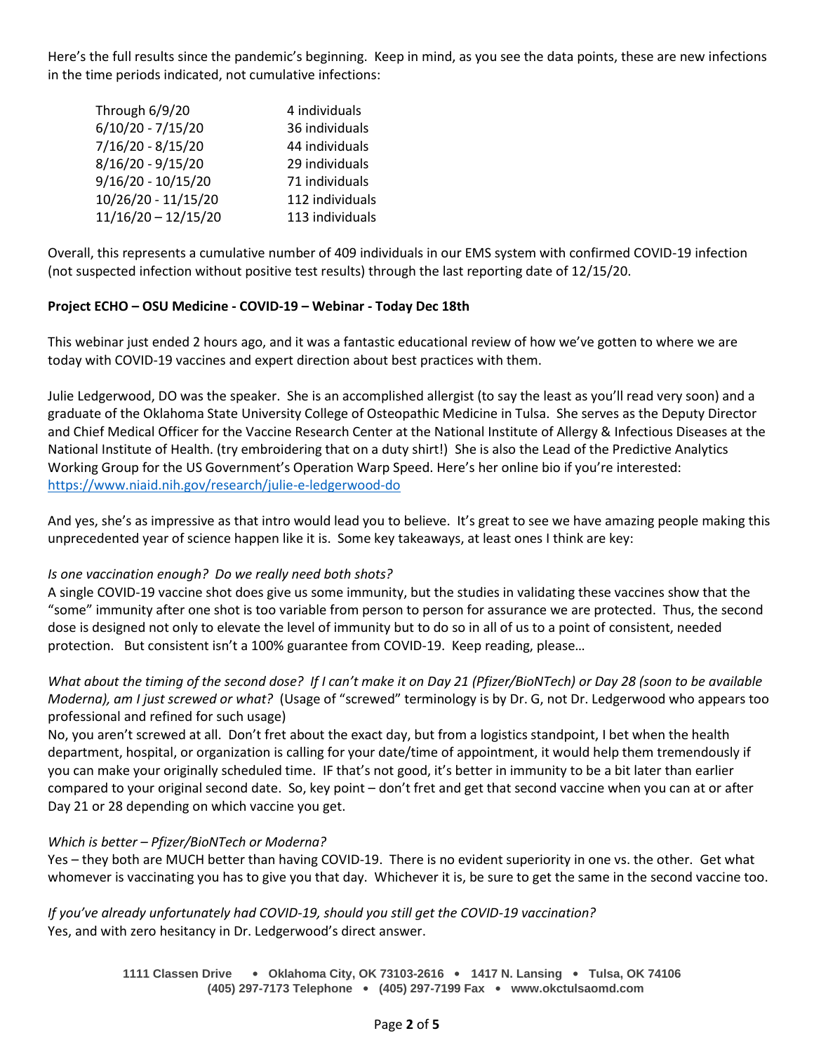Here's the full results since the pandemic's beginning. Keep in mind, as you see the data points, these are new infections in the time periods indicated, not cumulative infections:

| | |
|---|---|
| Through 6/9/20 | 4 individuals |
| 6/10/20 - 7/15/20 | 36 individuals |
| 7/16/20 - 8/15/20 | 44 individuals |
| 8/16/20 - 9/15/20 | 29 individuals |
| 9/16/20 - 10/15/20 | 71 individuals |
| 10/26/20 - 11/15/20 | 112 individuals |
| 11/16/20 – 12/15/20 | 113 individuals |

Overall, this represents a cumulative number of 409 individuals in our EMS system with confirmed COVID-19 infection (not suspected infection without positive test results) through the last reporting date of 12/15/20.

**Project ECHO – OSU Medicine - COVID-19 – Webinar - Today Dec 18th**

This webinar just ended 2 hours ago, and it was a fantastic educational review of how we've gotten to where we are today with COVID-19 vaccines and expert direction about best practices with them.

Julie Ledgerwood, DO was the speaker. She is an accomplished allergist (to say the least as you'll read very soon) and a graduate of the Oklahoma State University College of Osteopathic Medicine in Tulsa. She serves as the Deputy Director and Chief Medical Officer for the Vaccine Research Center at the National Institute of Allergy & Infectious Diseases at the National Institute of Health. (try embroidering that on a duty shirt!) She is also the Lead of the Predictive Analytics Working Group for the US Government's Operation Warp Speed. Here's her online bio if you're interested: https://www.niaid.nih.gov/research/julie-e-ledgerwood-do

And yes, she's as impressive as that intro would lead you to believe. It's great to see we have amazing people making this unprecedented year of science happen like it is. Some key takeaways, at least ones I think are key:

*Is one vaccination enough? Do we really need both shots?*
A single COVID-19 vaccine shot does give us some immunity, but the studies in validating these vaccines show that the "some" immunity after one shot is too variable from person to person for assurance we are protected. Thus, the second dose is designed not only to elevate the level of immunity but to do so in all of us to a point of consistent, needed protection. But consistent isn't a 100% guarantee from COVID-19. Keep reading, please…

*What about the timing of the second dose? If I can't make it on Day 21 (Pfizer/BioNTech) or Day 28 (soon to be available Moderna), am I just screwed or what?* (Usage of "screwed" terminology is by Dr. G, not Dr. Ledgerwood who appears too professional and refined for such usage)
No, you aren't screwed at all. Don't fret about the exact day, but from a logistics standpoint, I bet when the health department, hospital, or organization is calling for your date/time of appointment, it would help them tremendously if you can make your originally scheduled time. IF that's not good, it's better in immunity to be a bit later than earlier compared to your original second date. So, key point – don't fret and get that second vaccine when you can at or after Day 21 or 28 depending on which vaccine you get.

*Which is better – Pfizer/BioNTech or Moderna?*
Yes – they both are MUCH better than having COVID-19. There is no evident superiority in one vs. the other. Get what whomever is vaccinating you has to give you that day. Whichever it is, be sure to get the same in the second vaccine too.

*If you've already unfortunately had COVID-19, should you still get the COVID-19 vaccination?*
Yes, and with zero hesitancy in Dr. Ledgerwood's direct answer.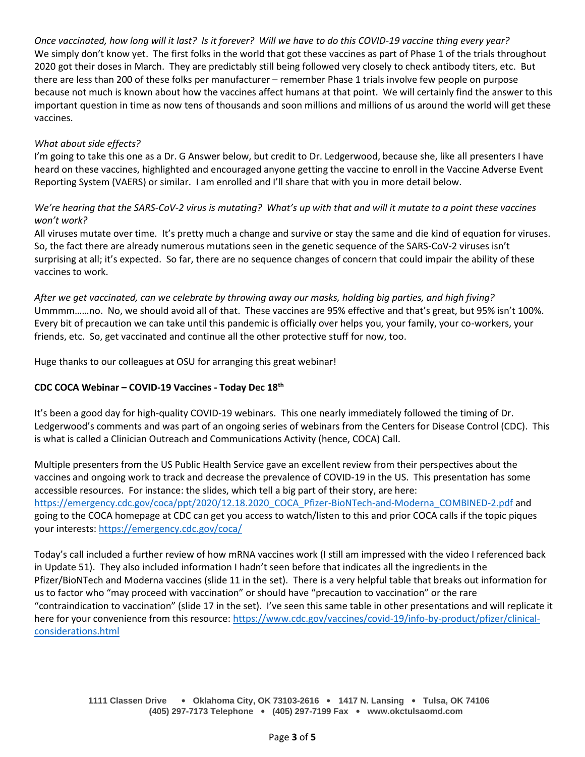*Once vaccinated, how long will it last? Is it forever? Will we have to do this COVID-19 vaccine thing every year?*
We simply don't know yet. The first folks in the world that got these vaccines as part of Phase 1 of the trials throughout 2020 got their doses in March. They are predictably still being followed very closely to check antibody titers, etc. But there are less than 200 of these folks per manufacturer – remember Phase 1 trials involve few people on purpose because not much is known about how the vaccines affect humans at that point. We will certainly find the answer to this important question in time as now tens of thousands and soon millions and millions of us around the world will get these vaccines.

*What about side effects?*
I'm going to take this one as a Dr. G Answer below, but credit to Dr. Ledgerwood, because she, like all presenters I have heard on these vaccines, highlighted and encouraged anyone getting the vaccine to enroll in the Vaccine Adverse Event Reporting System (VAERS) or similar. I am enrolled and I'll share that with you in more detail below.

*We're hearing that the SARS-CoV-2 virus is mutating? What's up with that and will it mutate to a point these vaccines won't work?*
All viruses mutate over time. It's pretty much a change and survive or stay the same and die kind of equation for viruses. So, the fact there are already numerous mutations seen in the genetic sequence of the SARS-CoV-2 viruses isn't surprising at all; it's expected. So far, there are no sequence changes of concern that could impair the ability of these vaccines to work.

*After we get vaccinated, can we celebrate by throwing away our masks, holding big parties, and high fiving?*
Ummmm……no. No, we should avoid all of that. These vaccines are 95% effective and that's great, but 95% isn't 100%. Every bit of precaution we can take until this pandemic is officially over helps you, your family, your co-workers, your friends, etc. So, get vaccinated and continue all the other protective stuff for now, too.

Huge thanks to our colleagues at OSU for arranging this great webinar!

**CDC COCA Webinar – COVID-19 Vaccines - Today Dec 18th**

It's been a good day for high-quality COVID-19 webinars. This one nearly immediately followed the timing of Dr. Ledgerwood's comments and was part of an ongoing series of webinars from the Centers for Disease Control (CDC). This is what is called a Clinician Outreach and Communications Activity (hence, COCA) Call.

Multiple presenters from the US Public Health Service gave an excellent review from their perspectives about the vaccines and ongoing work to track and decrease the prevalence of COVID-19 in the US. This presentation has some accessible resources. For instance: the slides, which tell a big part of their story, are here: https://emergency.cdc.gov/coca/ppt/2020/12.18.2020_COCA_Pfizer-BioNTech-and-Moderna_COMBINED-2.pdf and going to the COCA homepage at CDC can get you access to watch/listen to this and prior COCA calls if the topic piques your interests: https://emergency.cdc.gov/coca/

Today's call included a further review of how mRNA vaccines work (I still am impressed with the video I referenced back in Update 51). They also included information I hadn't seen before that indicates all the ingredients in the Pfizer/BioNTech and Moderna vaccines (slide 11 in the set). There is a very helpful table that breaks out information for us to factor who "may proceed with vaccination" or should have "precaution to vaccination" or the rare "contraindication to vaccination" (slide 17 in the set). I've seen this same table in other presentations and will replicate it here for your convenience from this resource: https://www.cdc.gov/vaccines/covid-19/info-by-product/pfizer/clinical-considerations.html

1111 Classen Drive • Oklahoma City, OK 73103-2616 • 1417 N. Lansing • Tulsa, OK 74106
(405) 297-7173 Telephone • (405) 297-7199 Fax • www.okctulsaomd.com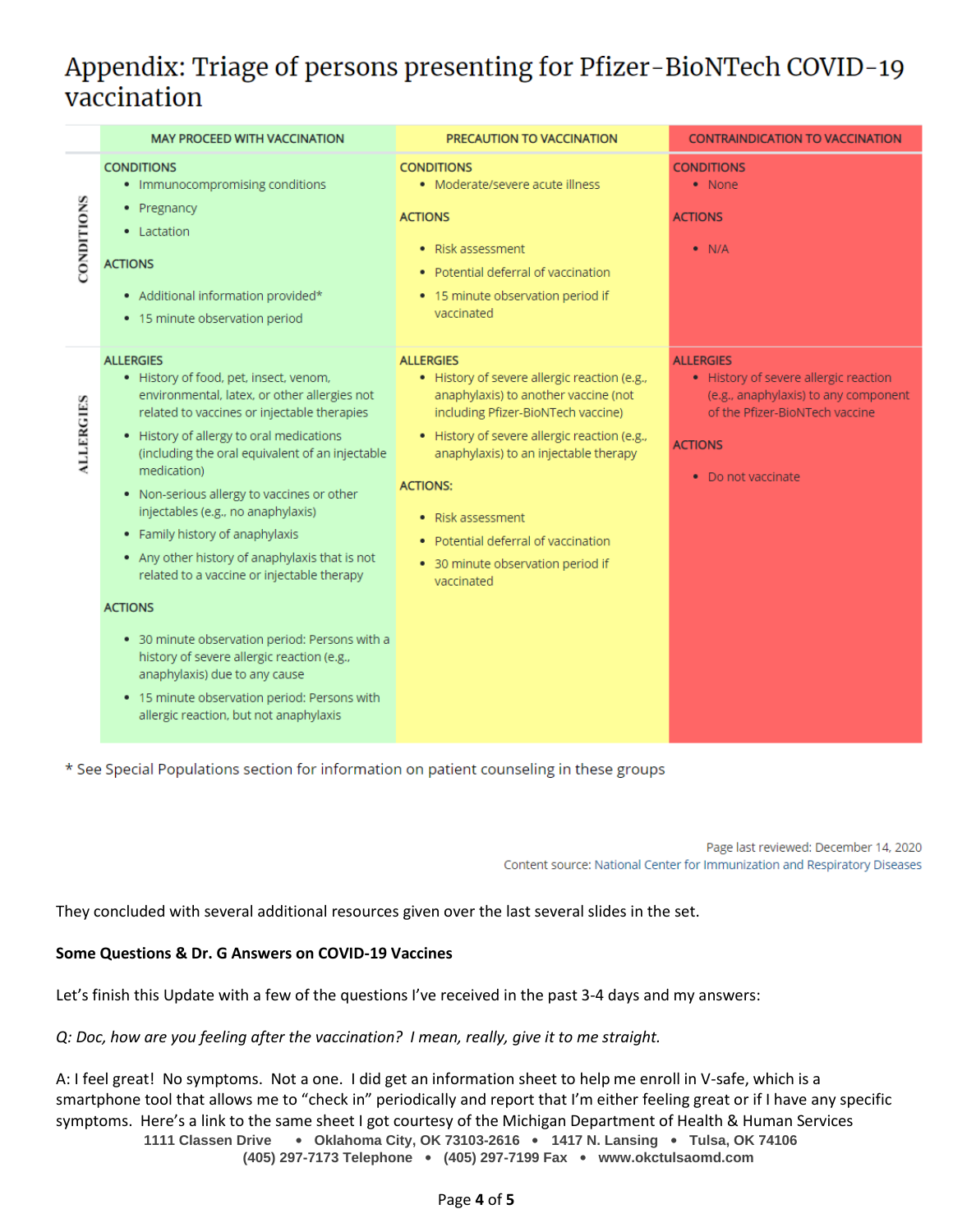## Appendix: Triage of persons presenting for Pfizer-BioNTech COVID-19 vaccination

| | MAY PROCEED WITH VACCINATION | PRECAUTION TO VACCINATION | CONTRAINDICATION TO VACCINATION |
|---|---|---|---|
| CONDITIONS | CONDITIONS<br>• Immunocompromising conditions<br>• Pregnancy<br>• Lactation<br><br>ACTIONS<br>• Additional information provided*<br>• 15 minute observation period | CONDITIONS<br>• Moderate/severe acute illness<br><br>ACTIONS<br>• Risk assessment<br>• Potential deferral of vaccination<br>• 15 minute observation period if vaccinated | CONDITIONS<br>• None<br><br>ACTIONS<br>• N/A |
| ALLERGIES | ALLERGIES<br>• History of food, pet, insect, venom, environmental, latex, or other allergies not related to vaccines or injectable therapies<br>• History of allergy to oral medications (including the oral equivalent of an injectable medication)<br>• Non-serious allergy to vaccines or other injectables (e.g., no anaphylaxis)<br>• Family history of anaphylaxis<br>• Any other history of anaphylaxis that is not related to a vaccine or injectable therapy<br><br>ACTIONS<br>• 30 minute observation period: Persons with a history of severe allergic reaction (e.g., anaphylaxis) due to any cause<br>• 15 minute observation period: Persons with allergic reaction, but not anaphylaxis | ALLERGIES<br>• History of severe allergic reaction (e.g., anaphylaxis) to another vaccine (not including Pfizer-BioNTech vaccine)<br>• History of severe allergic reaction (e.g., anaphylaxis) to an injectable therapy<br><br>ACTIONS:<br>• Risk assessment<br>• Potential deferral of vaccination<br>• 30 minute observation period if vaccinated | ALLERGIES<br>• History of severe allergic reaction (e.g., anaphylaxis) to any component of the Pfizer-BioNTech vaccine<br><br>ACTIONS<br>• Do not vaccinate |

* See Special Populations section for information on patient counseling in these groups

Page last reviewed: December 14, 2020
Content source: National Center for Immunization and Respiratory Diseases

They concluded with several additional resources given over the last several slides in the set.

**Some Questions & Dr. G Answers on COVID-19 Vaccines**

Let's finish this Update with a few of the questions I've received in the past 3-4 days and my answers:

*Q: Doc, how are you feeling after the vaccination? I mean, really, give it to me straight.*

A: I feel great! No symptoms. Not a one. I did get an information sheet to help me enroll in V-safe, which is a smartphone tool that allows me to "check in" periodically and report that I'm either feeling great or if I have any specific symptoms. Here's a link to the same sheet I got courtesy of the Michigan Department of Health & Human Services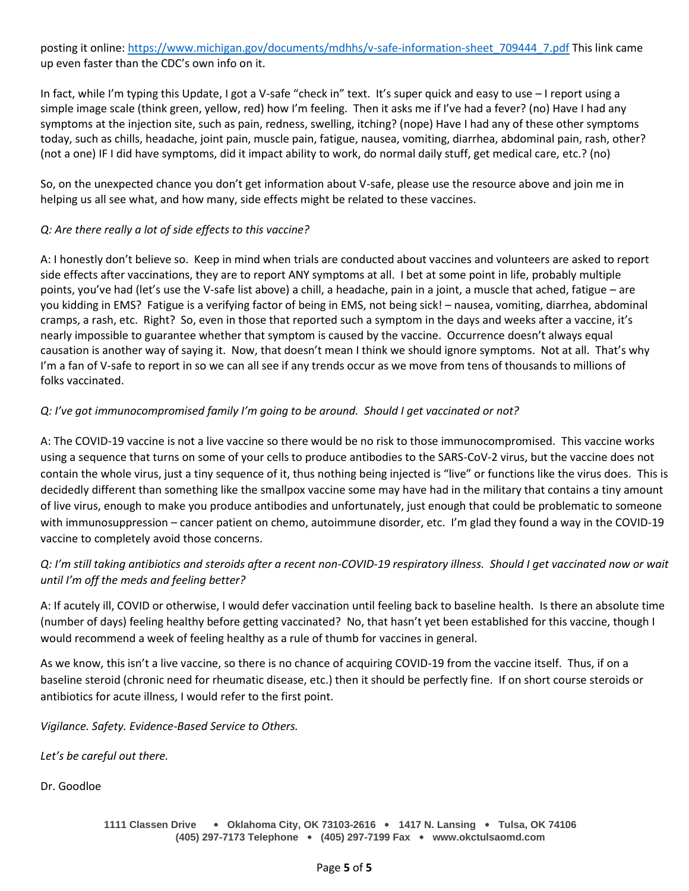posting it online: [https://www.michigan.gov/documents/mdhhs/v-safe-information-sheet_709444_7.pdf](https://www.michigan.gov/documents/mdhhs/v-safe-information-sheet_709444_7.pdf) This link came up even faster than the CDC's own info on it.

In fact, while I'm typing this Update, I got a V-safe "check in" text. It's super quick and easy to use – I report using a simple image scale (think green, yellow, red) how I'm feeling. Then it asks me if I've had a fever? (no) Have I had any symptoms at the injection site, such as pain, redness, swelling, itching? (nope) Have I had any of these other symptoms today, such as chills, headache, joint pain, muscle pain, fatigue, nausea, vomiting, diarrhea, abdominal pain, rash, other? (not a one) IF I did have symptoms, did it impact ability to work, do normal daily stuff, get medical care, etc.? (no)

So, on the unexpected chance you don't get information about V-safe, please use the resource above and join me in helping us all see what, and how many, side effects might be related to these vaccines.

*Q: Are there really a lot of side effects to this vaccine?*

A: I honestly don't believe so. Keep in mind when trials are conducted about vaccines and volunteers are asked to report side effects after vaccinations, they are to report ANY symptoms at all. I bet at some point in life, probably multiple points, you've had (let's use the V-safe list above) a chill, a headache, pain in a joint, a muscle that ached, fatigue – are you kidding in EMS? Fatigue is a verifying factor of being in EMS, not being sick! – nausea, vomiting, diarrhea, abdominal cramps, a rash, etc. Right? So, even in those that reported such a symptom in the days and weeks after a vaccine, it's nearly impossible to guarantee whether that symptom is caused by the vaccine. Occurrence doesn't always equal causation is another way of saying it. Now, that doesn't mean I think we should ignore symptoms. Not at all. That's why I'm a fan of V-safe to report in so we can all see if any trends occur as we move from tens of thousands to millions of folks vaccinated.

*Q: I've got immunocompromised family I'm going to be around. Should I get vaccinated or not?*

A: The COVID-19 vaccine is not a live vaccine so there would be no risk to those immunocompromised. This vaccine works using a sequence that turns on some of your cells to produce antibodies to the SARS-CoV-2 virus, but the vaccine does not contain the whole virus, just a tiny sequence of it, thus nothing being injected is "live" or functions like the virus does. This is decidedly different than something like the smallpox vaccine some may have had in the military that contains a tiny amount of live virus, enough to make you produce antibodies and unfortunately, just enough that could be problematic to someone with immunosuppression – cancer patient on chemo, autoimmune disorder, etc. I'm glad they found a way in the COVID-19 vaccine to completely avoid those concerns.

*Q: I'm still taking antibiotics and steroids after a recent non-COVID-19 respiratory illness. Should I get vaccinated now or wait until I'm off the meds and feeling better?*

A: If acutely ill, COVID or otherwise, I would defer vaccination until feeling back to baseline health. Is there an absolute time (number of days) feeling healthy before getting vaccinated? No, that hasn't yet been established for this vaccine, though I would recommend a week of feeling healthy as a rule of thumb for vaccines in general.

As we know, this isn't a live vaccine, so there is no chance of acquiring COVID-19 from the vaccine itself. Thus, if on a baseline steroid (chronic need for rheumatic disease, etc.) then it should be perfectly fine. If on short course steroids or antibiotics for acute illness, I would refer to the first point.

*Vigilance. Safety. Evidence-Based Service to Others.*

*Let's be careful out there.*

Dr. Goodloe

**1111 Classen Drive • Oklahoma City, OK 73103-2616 • 1417 N. Lansing • Tulsa, OK 74106**
**(405) 297-7173 Telephone • (405) 297-7199 Fax • www.okctulsaomd.com**